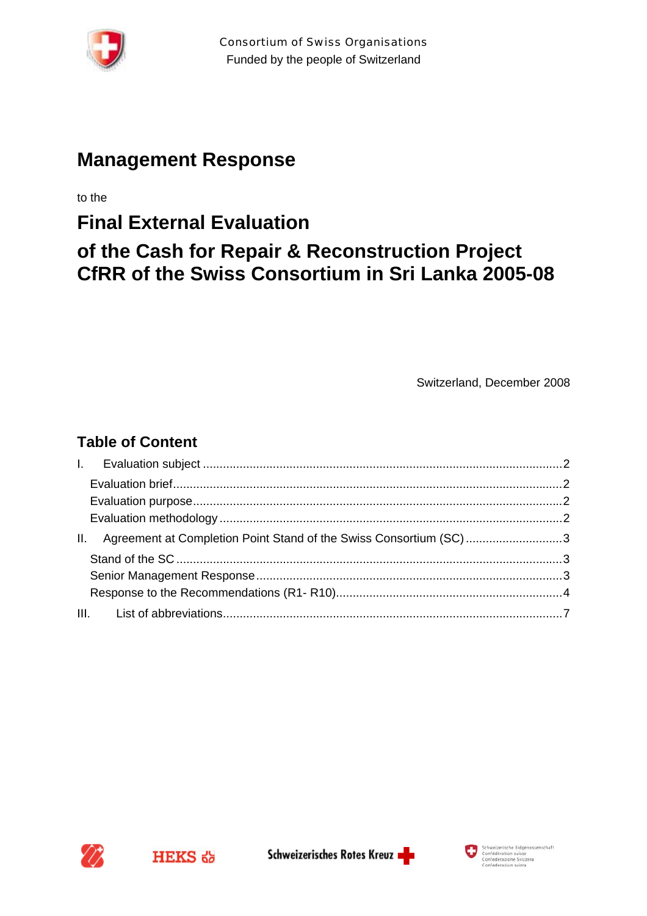Consortium of Swiss Organisations
Funded by the people of Switzerland

# Management Response

to the

# Final External Evaluation

# of the Cash for Repair & Reconstruction Project CfRR of the Swiss Consortium in Sri Lanka 2005-08

Switzerland, December 2008

## Table of Content

- I. Evaluation subject ..... 2
  - Evaluation brief ..... 2
  - Evaluation purpose ..... 2
  - Evaluation methodology ..... 2
- II. Agreement at Completion Point Stand of the Swiss Consortium (SC) ..... 3
  - Stand of the SC ..... 3
  - Senior Management Response ..... 3
  - Response to the Recommendations (R1- R10) ..... 4
- III. List of abbreviations ..... 7

HEKS
Schweizerisches Rotes Kreuz
Schweizerische Eidgenossenschaft
Confédération suisse
Confederazione Svizzera
Confederaziun svizra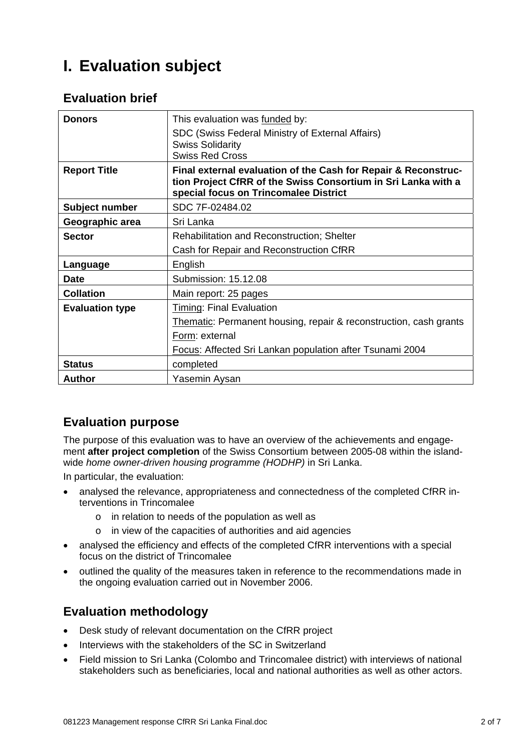# I. Evaluation subject

## Evaluation brief

| | |
|---|---|
| **Donors** | This evaluation was funded by:<br>SDC (Swiss Federal Ministry of External Affairs)<br>Swiss Solidarity<br>Swiss Red Cross |
| **Report Title** | **Final external evaluation of the Cash for Repair & Reconstruction Project CfRR of the Swiss Consortium in Sri Lanka with a special focus on Trincomalee District** |
| **Subject number** | SDC 7F-02484.02 |
| **Geographic area** | Sri Lanka |
| **Sector** | Rehabilitation and Reconstruction; Shelter<br>Cash for Repair and Reconstruction CfRR |
| **Language** | English |
| **Date** | Submission: 15.12.08 |
| **Collation** | Main report: 25 pages |
| **Evaluation type** | Timing: Final Evaluation<br>Thematic: Permanent housing, repair & reconstruction, cash grants<br>Form: external<br>Focus: Affected Sri Lankan population after Tsunami 2004 |
| **Status** | completed |
| **Author** | Yasemin Aysan |

## Evaluation purpose

The purpose of this evaluation was to have an overview of the achievements and engagement **after project completion** of the Swiss Consortium between 2005-08 within the island-wide *home owner-driven housing programme (HODHP)* in Sri Lanka.

In particular, the evaluation:

- analysed the relevance, appropriateness and connectedness of the completed CfRR interventions in Trincomalee
    - in relation to needs of the population as well as
    - in view of the capacities of authorities and aid agencies
- analysed the efficiency and effects of the completed CfRR interventions with a special focus on the district of Trincomalee
- outlined the quality of the measures taken in reference to the recommendations made in the ongoing evaluation carried out in November 2006.

## Evaluation methodology

- Desk study of relevant documentation on the CfRR project
- Interviews with the stakeholders of the SC in Switzerland
- Field mission to Sri Lanka (Colombo and Trincomalee district) with interviews of national stakeholders such as beneficiaries, local and national authorities as well as other actors.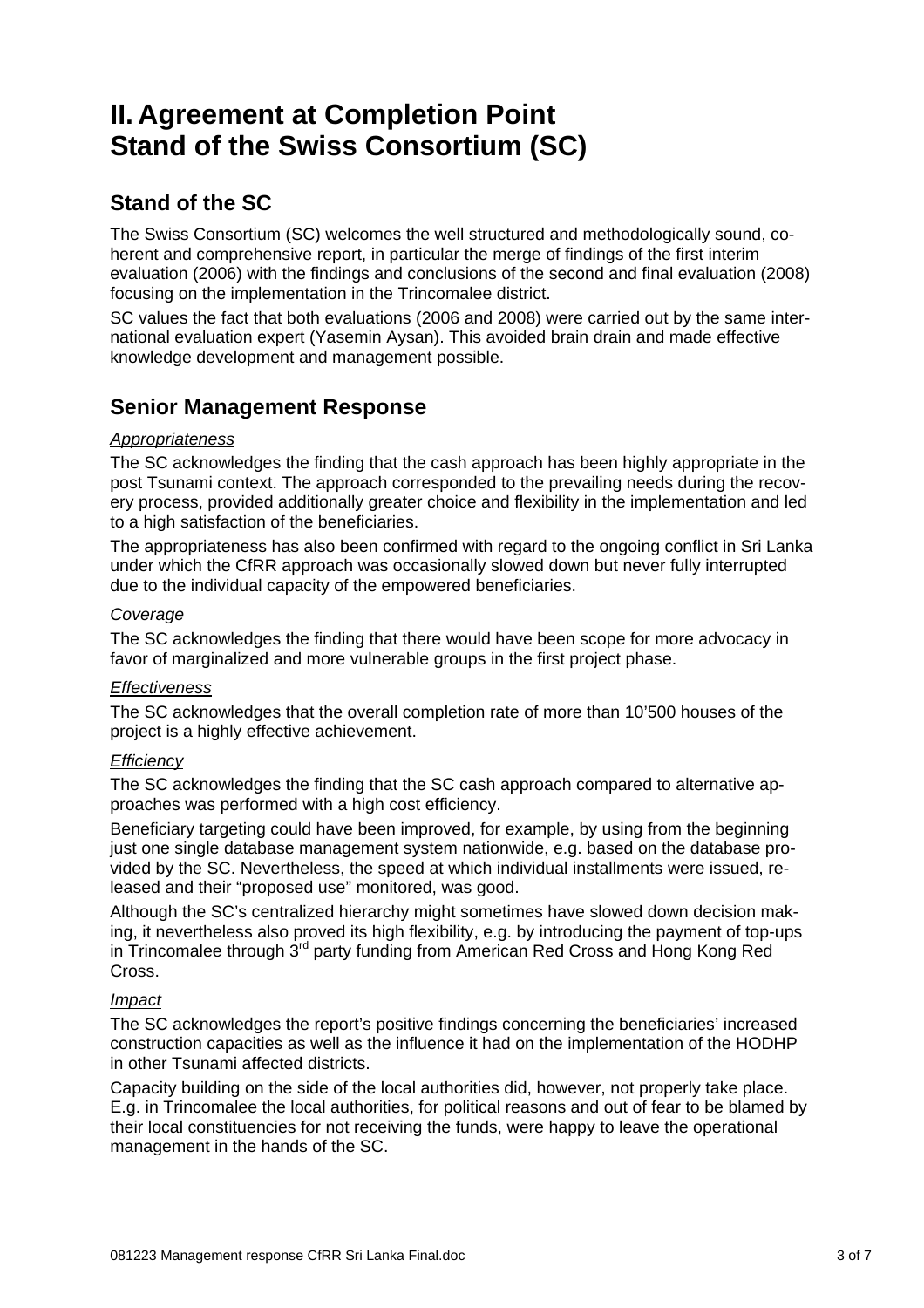# II. Agreement at Completion Point Stand of the Swiss Consortium (SC)

## Stand of the SC

The Swiss Consortium (SC) welcomes the well structured and methodologically sound, coherent and comprehensive report, in particular the merge of findings of the first interim evaluation (2006) with the findings and conclusions of the second and final evaluation (2008) focusing on the implementation in the Trincomalee district.

SC values the fact that both evaluations (2006 and 2008) were carried out by the same international evaluation expert (Yasemin Aysan). This avoided brain drain and made effective knowledge development and management possible.

## Senior Management Response

*Appropriateness*

The SC acknowledges the finding that the cash approach has been highly appropriate in the post Tsunami context. The approach corresponded to the prevailing needs during the recovery process, provided additionally greater choice and flexibility in the implementation and led to a high satisfaction of the beneficiaries.

The appropriateness has also been confirmed with regard to the ongoing conflict in Sri Lanka under which the CfRR approach was occasionally slowed down but never fully interrupted due to the individual capacity of the empowered beneficiaries.

*Coverage*

The SC acknowledges the finding that there would have been scope for more advocacy in favor of marginalized and more vulnerable groups in the first project phase.

*Effectiveness*

The SC acknowledges that the overall completion rate of more than 10'500 houses of the project is a highly effective achievement.

*Efficiency*

The SC acknowledges the finding that the SC cash approach compared to alternative approaches was performed with a high cost efficiency.

Beneficiary targeting could have been improved, for example, by using from the beginning just one single database management system nationwide, e.g. based on the database provided by the SC. Nevertheless, the speed at which individual installments were issued, released and their "proposed use" monitored, was good.

Although the SC's centralized hierarchy might sometimes have slowed down decision making, it nevertheless also proved its high flexibility, e.g. by introducing the payment of top-ups in Trincomalee through 3rd party funding from American Red Cross and Hong Kong Red Cross.

*Impact*

The SC acknowledges the report's positive findings concerning the beneficiaries' increased construction capacities as well as the influence it had on the implementation of the HODHP in other Tsunami affected districts.

Capacity building on the side of the local authorities did, however, not properly take place. E.g. in Trincomalee the local authorities, for political reasons and out of fear to be blamed by their local constituencies for not receiving the funds, were happy to leave the operational management in the hands of the SC.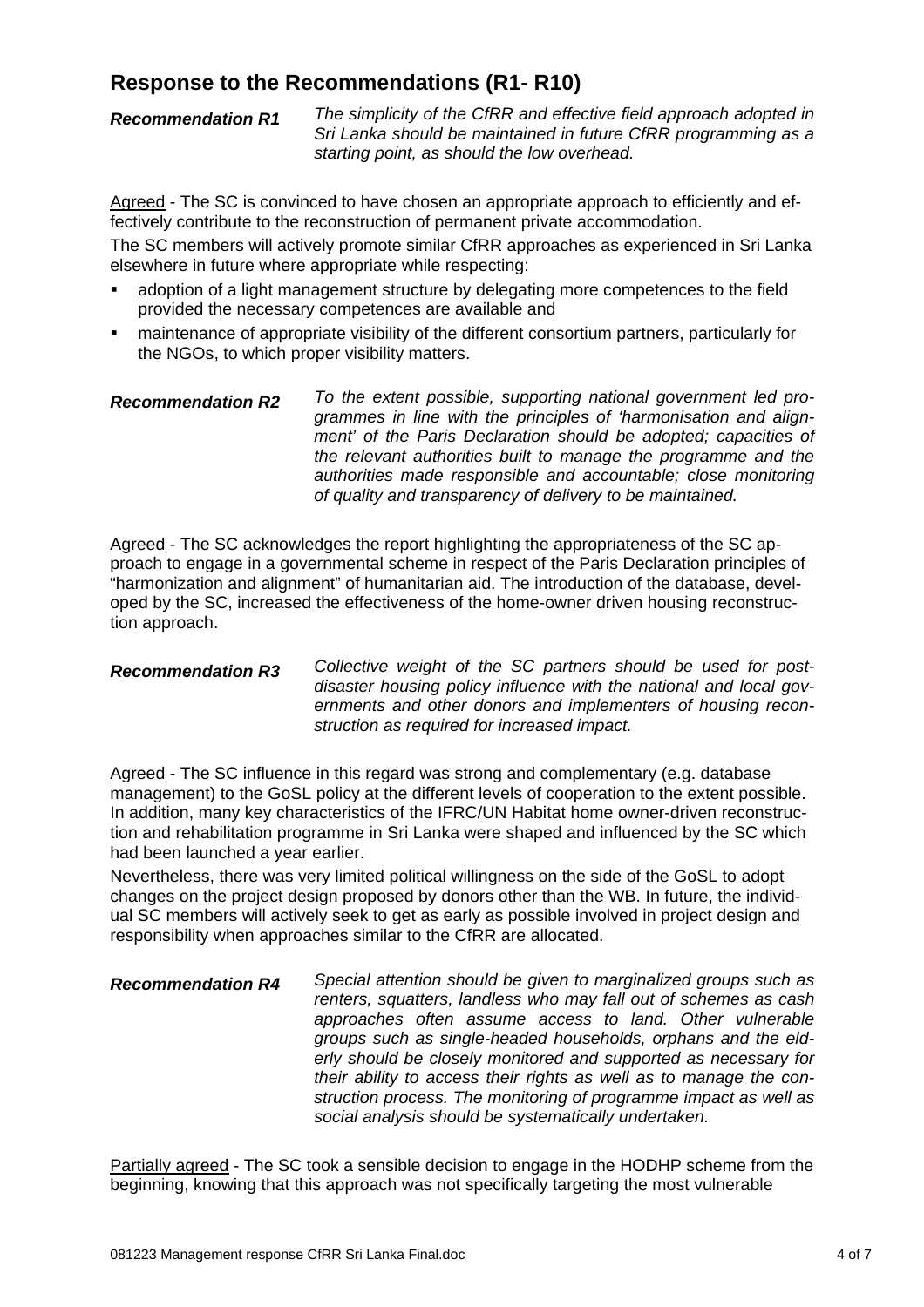## Response to the Recommendations (R1- R10)

***Recommendation R1*** *The simplicity of the CfRR and effective field approach adopted in Sri Lanka should be maintained in future CfRR programming as a starting point, as should the low overhead.*

Agreed - The SC is convinced to have chosen an appropriate approach to efficiently and effectively contribute to the reconstruction of permanent private accommodation.

The SC members will actively promote similar CfRR approaches as experienced in Sri Lanka elsewhere in future where appropriate while respecting:

- adoption of a light management structure by delegating more competences to the field provided the necessary competences are available and
- maintenance of appropriate visibility of the different consortium partners, particularly for the NGOs, to which proper visibility matters.

***Recommendation R2*** *To the extent possible, supporting national government led programmes in line with the principles of 'harmonisation and alignment' of the Paris Declaration should be adopted; capacities of the relevant authorities built to manage the programme and the authorities made responsible and accountable; close monitoring of quality and transparency of delivery to be maintained.*

Agreed - The SC acknowledges the report highlighting the appropriateness of the SC approach to engage in a governmental scheme in respect of the Paris Declaration principles of "harmonization and alignment" of humanitarian aid. The introduction of the database, developed by the SC, increased the effectiveness of the home-owner driven housing reconstruction approach.

***Recommendation R3*** *Collective weight of the SC partners should be used for post-disaster housing policy influence with the national and local governments and other donors and implementers of housing reconstruction as required for increased impact.*

Agreed - The SC influence in this regard was strong and complementary (e.g. database management) to the GoSL policy at the different levels of cooperation to the extent possible. In addition, many key characteristics of the IFRC/UN Habitat home owner-driven reconstruction and rehabilitation programme in Sri Lanka were shaped and influenced by the SC which had been launched a year earlier.

Nevertheless, there was very limited political willingness on the side of the GoSL to adopt changes on the project design proposed by donors other than the WB. In future, the individual SC members will actively seek to get as early as possible involved in project design and responsibility when approaches similar to the CfRR are allocated.

***Recommendation R4*** *Special attention should be given to marginalized groups such as renters, squatters, landless who may fall out of schemes as cash approaches often assume access to land. Other vulnerable groups such as single-headed households, orphans and the elderly should be closely monitored and supported as necessary for their ability to access their rights as well as to manage the construction process. The monitoring of programme impact as well as social analysis should be systematically undertaken.*

Partially agreed - The SC took a sensible decision to engage in the HODHP scheme from the beginning, knowing that this approach was not specifically targeting the most vulnerable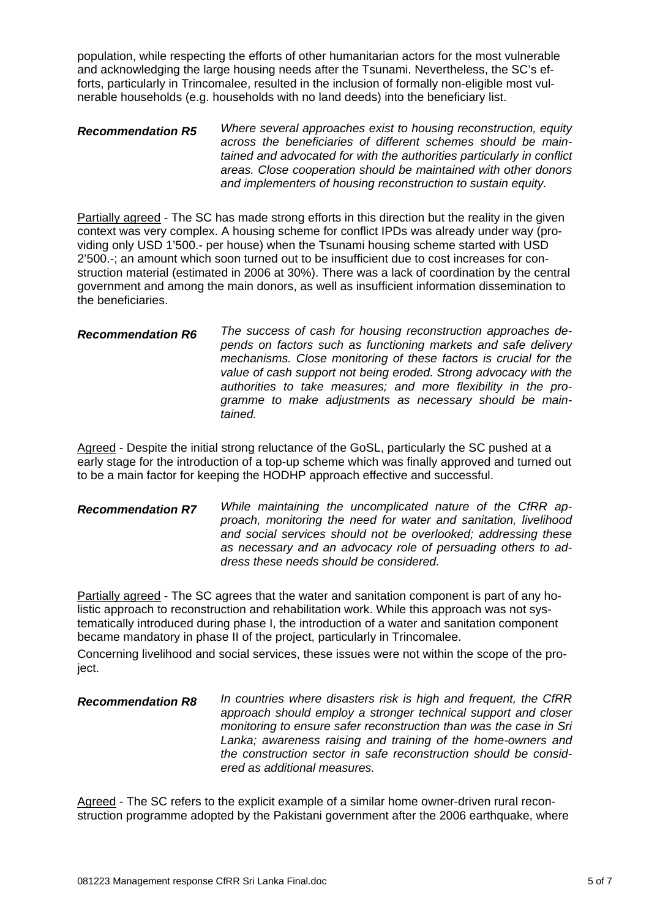population, while respecting the efforts of other humanitarian actors for the most vulnerable and acknowledging the large housing needs after the Tsunami. Nevertheless, the SC's efforts, particularly in Trincomalee, resulted in the inclusion of formally non-eligible most vulnerable households (e.g. households with no land deeds) into the beneficiary list.

***Recommendation R5*** *Where several approaches exist to housing reconstruction, equity across the beneficiaries of different schemes should be maintained and advocated for with the authorities particularly in conflict areas. Close cooperation should be maintained with other donors and implementers of housing reconstruction to sustain equity.*

Partially agreed - The SC has made strong efforts in this direction but the reality in the given context was very complex. A housing scheme for conflict IPDs was already under way (providing only USD 1'500.- per house) when the Tsunami housing scheme started with USD 2'500.-; an amount which soon turned out to be insufficient due to cost increases for construction material (estimated in 2006 at 30%). There was a lack of coordination by the central government and among the main donors, as well as insufficient information dissemination to the beneficiaries.

***Recommendation R6*** *The success of cash for housing reconstruction approaches depends on factors such as functioning markets and safe delivery mechanisms. Close monitoring of these factors is crucial for the value of cash support not being eroded. Strong advocacy with the authorities to take measures; and more flexibility in the programme to make adjustments as necessary should be maintained.*

Agreed - Despite the initial strong reluctance of the GoSL, particularly the SC pushed at a early stage for the introduction of a top-up scheme which was finally approved and turned out to be a main factor for keeping the HODHP approach effective and successful.

***Recommendation R7*** *While maintaining the uncomplicated nature of the CfRR approach, monitoring the need for water and sanitation, livelihood and social services should not be overlooked; addressing these as necessary and an advocacy role of persuading others to address these needs should be considered.*

Partially agreed - The SC agrees that the water and sanitation component is part of any holistic approach to reconstruction and rehabilitation work. While this approach was not systematically introduced during phase I, the introduction of a water and sanitation component became mandatory in phase II of the project, particularly in Trincomalee.

Concerning livelihood and social services, these issues were not within the scope of the project.

***Recommendation R8*** *In countries where disasters risk is high and frequent, the CfRR approach should employ a stronger technical support and closer monitoring to ensure safer reconstruction than was the case in Sri Lanka; awareness raising and training of the home-owners and the construction sector in safe reconstruction should be considered as additional measures.*

Agreed - The SC refers to the explicit example of a similar home owner-driven rural reconstruction programme adopted by the Pakistani government after the 2006 earthquake, where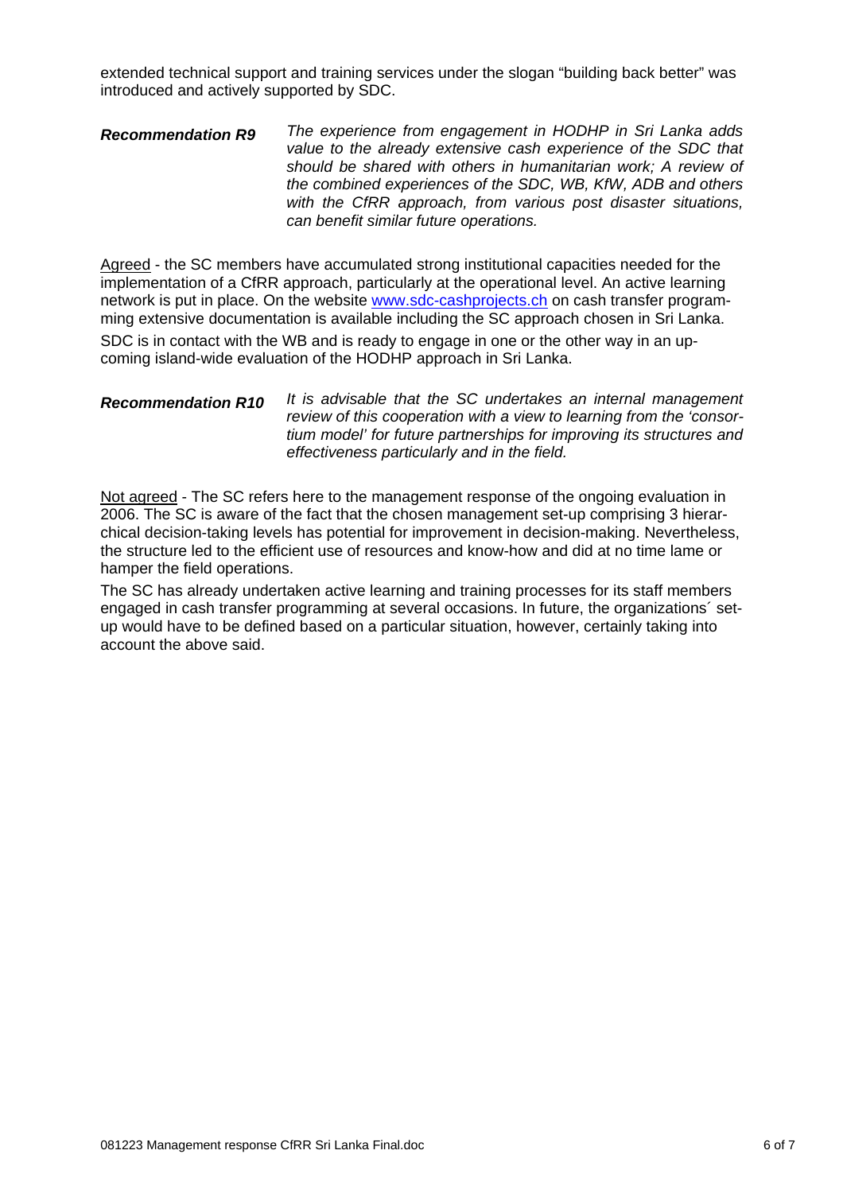extended technical support and training services under the slogan "building back better" was introduced and actively supported by SDC.

***Recommendation R9*** *The experience from engagement in HODHP in Sri Lanka adds value to the already extensive cash experience of the SDC that should be shared with others in humanitarian work; A review of the combined experiences of the SDC, WB, KfW, ADB and others with the CfRR approach, from various post disaster situations, can benefit similar future operations.*

Agreed - the SC members have accumulated strong institutional capacities needed for the implementation of a CfRR approach, particularly at the operational level. An active learning network is put in place. On the website [www.sdc-cashprojects.ch](http://www.sdc-cashprojects.ch) on cash transfer programming extensive documentation is available including the SC approach chosen in Sri Lanka.

SDC is in contact with the WB and is ready to engage in one or the other way in an upcoming island-wide evaluation of the HODHP approach in Sri Lanka.

***Recommendation R10*** *It is advisable that the SC undertakes an internal management review of this cooperation with a view to learning from the 'consortium model' for future partnerships for improving its structures and effectiveness particularly and in the field.*

Not agreed - The SC refers here to the management response of the ongoing evaluation in 2006. The SC is aware of the fact that the chosen management set-up comprising 3 hierarchical decision-taking levels has potential for improvement in decision-making. Nevertheless, the structure led to the efficient use of resources and know-how and did at no time lame or hamper the field operations.

The SC has already undertaken active learning and training processes for its staff members engaged in cash transfer programming at several occasions. In future, the organizations´ set-up would have to be defined based on a particular situation, however, certainly taking into account the above said.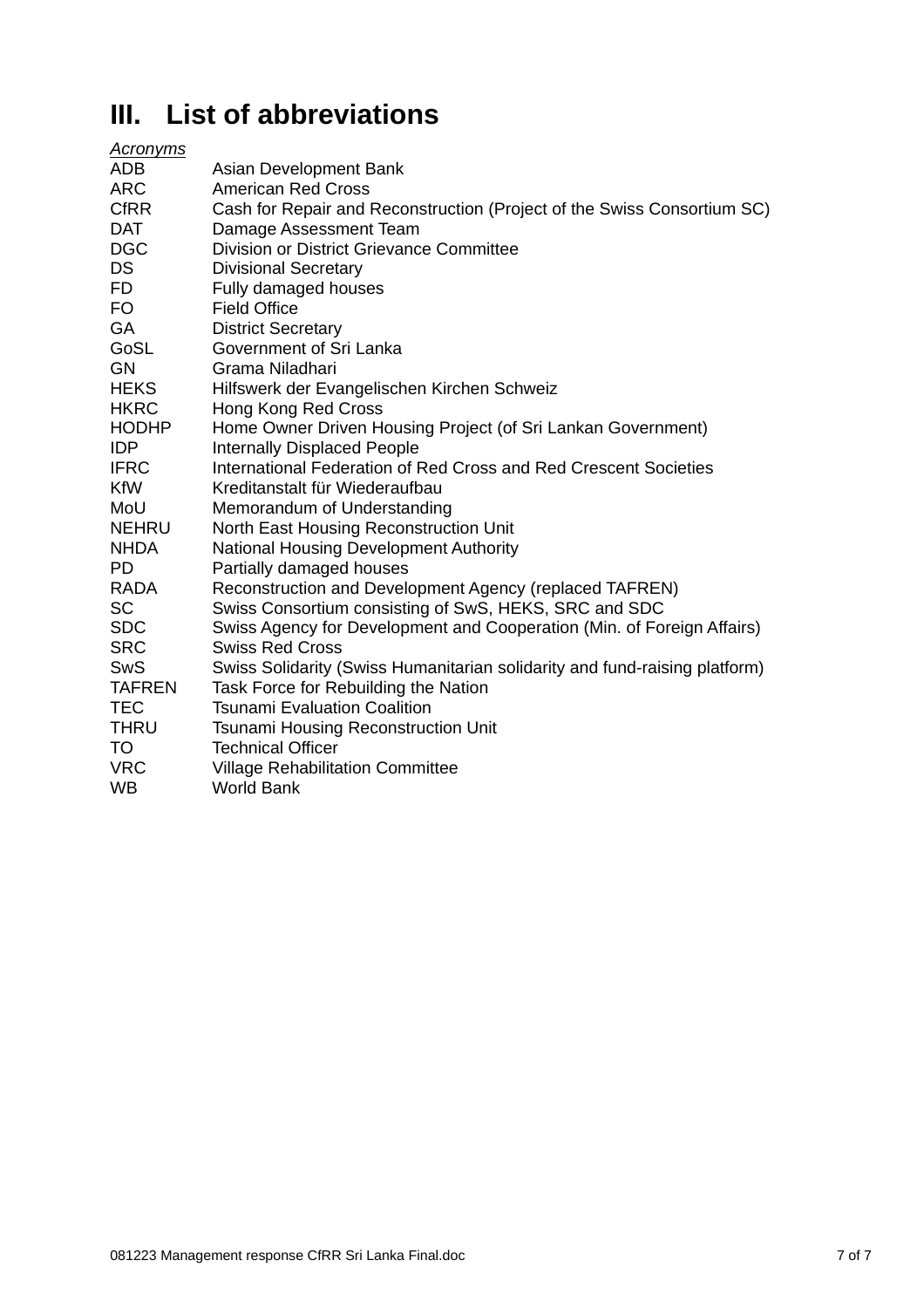# III. List of abbreviations

*Acronyms*

| | |
|---|---|
| ADB | Asian Development Bank |
| ARC | American Red Cross |
| CfRR | Cash for Repair and Reconstruction (Project of the Swiss Consortium SC) |
| DAT | Damage Assessment Team |
| DGC | Division or District Grievance Committee |
| DS | Divisional Secretary |
| FD | Fully damaged houses |
| FO | Field Office |
| GA | District Secretary |
| GoSL | Government of Sri Lanka |
| GN | Grama Niladhari |
| HEKS | Hilfswerk der Evangelischen Kirchen Schweiz |
| HKRC | Hong Kong Red Cross |
| HODHP | Home Owner Driven Housing Project (of Sri Lankan Government) |
| IDP | Internally Displaced People |
| IFRC | International Federation of Red Cross and Red Crescent Societies |
| KfW | Kreditanstalt für Wiederaufbau |
| MoU | Memorandum of Understanding |
| NEHRU | North East Housing Reconstruction Unit |
| NHDA | National Housing Development Authority |
| PD | Partially damaged houses |
| RADA | Reconstruction and Development Agency (replaced TAFREN) |
| SC | Swiss Consortium consisting of SwS, HEKS, SRC and SDC |
| SDC | Swiss Agency for Development and Cooperation (Min. of Foreign Affairs) |
| SRC | Swiss Red Cross |
| SwS | Swiss Solidarity (Swiss Humanitarian solidarity and fund-raising platform) |
| TAFREN | Task Force for Rebuilding the Nation |
| TEC | Tsunami Evaluation Coalition |
| THRU | Tsunami Housing Reconstruction Unit |
| TO | Technical Officer |
| VRC | Village Rehabilitation Committee |
| WB | World Bank |